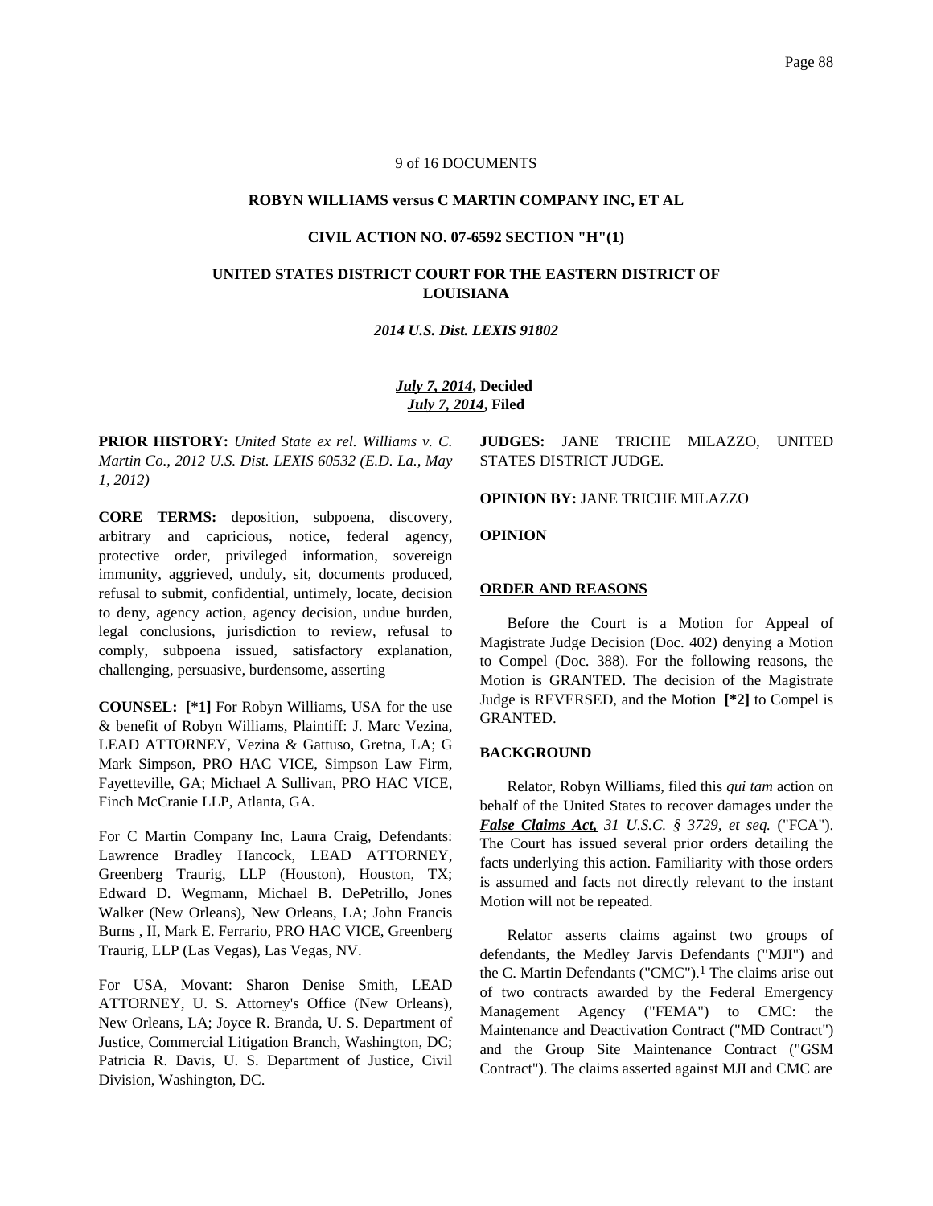9 of 16 DOCUMENTS

**ROBYN WILLIAMS versus C MARTIN COMPANY INC, ET AL**

**CIVIL ACTION NO. 07-6592 SECTION "H"(1)**

**UNITED STATES DISTRICT COURT FOR THE EASTERN DISTRICT OF LOUISIANA**

***2014 U.S. Dist. LEXIS 91802***

***July 7, 2014*, Decided**
***July 7, 2014*, Filed**

**PRIOR HISTORY:** *United State ex rel. Williams v. C. Martin Co., 2012 U.S. Dist. LEXIS 60532 (E.D. La., May 1, 2012)*

**CORE TERMS:** deposition, subpoena, discovery, arbitrary and capricious, notice, federal agency, protective order, privileged information, sovereign immunity, aggrieved, unduly, sit, documents produced, refusal to submit, confidential, untimely, locate, decision to deny, agency action, agency decision, undue burden, legal conclusions, jurisdiction to review, refusal to comply, subpoena issued, satisfactory explanation, challenging, persuasive, burdensome, asserting

**COUNSEL: [*1]** For Robyn Williams, USA for the use & benefit of Robyn Williams, Plaintiff: J. Marc Vezina, LEAD ATTORNEY, Vezina & Gattuso, Gretna, LA; G Mark Simpson, PRO HAC VICE, Simpson Law Firm, Fayetteville, GA; Michael A Sullivan, PRO HAC VICE, Finch McCranie LLP, Atlanta, GA.

For C Martin Company Inc, Laura Craig, Defendants: Lawrence Bradley Hancock, LEAD ATTORNEY, Greenberg Traurig, LLP (Houston), Houston, TX; Edward D. Wegmann, Michael B. DePetrillo, Jones Walker (New Orleans), New Orleans, LA; John Francis Burns , II, Mark E. Ferrario, PRO HAC VICE, Greenberg Traurig, LLP (Las Vegas), Las Vegas, NV.

For USA, Movant: Sharon Denise Smith, LEAD ATTORNEY, U. S. Attorney's Office (New Orleans), New Orleans, LA; Joyce R. Branda, U. S. Department of Justice, Commercial Litigation Branch, Washington, DC; Patricia R. Davis, U. S. Department of Justice, Civil Division, Washington, DC.

**JUDGES:** JANE TRICHE MILAZZO, UNITED STATES DISTRICT JUDGE.

**OPINION BY:** JANE TRICHE MILAZZO

**OPINION**

**ORDER AND REASONS**

Before the Court is a Motion for Appeal of Magistrate Judge Decision (Doc. 402) denying a Motion to Compel (Doc. 388). For the following reasons, the Motion is GRANTED. The decision of the Magistrate Judge is REVERSED, and the Motion **[*2]** to Compel is GRANTED.

**BACKGROUND**

Relator, Robyn Williams, filed this *qui tam* action on behalf of the United States to recover damages under the ***False Claims Act,*** *31 U.S.C. § 3729, et seq.* ("FCA"). The Court has issued several prior orders detailing the facts underlying this action. Familiarity with those orders is assumed and facts not directly relevant to the instant Motion will not be repeated.

Relator asserts claims against two groups of defendants, the Medley Jarvis Defendants ("MJI") and the C. Martin Defendants ("CMC").[1] The claims arise out of two contracts awarded by the Federal Emergency Management Agency ("FEMA") to CMC: the Maintenance and Deactivation Contract ("MD Contract") and the Group Site Maintenance Contract ("GSM Contract"). The claims asserted against MJI and CMC are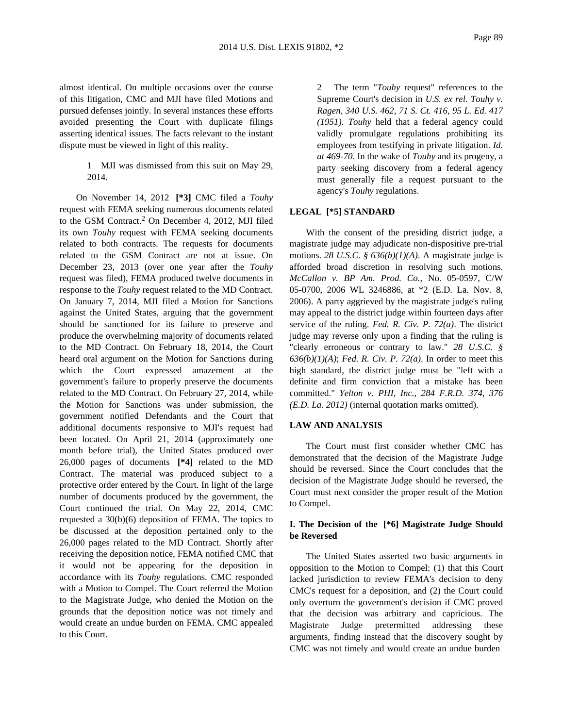almost identical. On multiple occasions over the course of this litigation, CMC and MJI have filed Motions and pursued defenses jointly. In several instances these efforts avoided presenting the Court with duplicate filings asserting identical issues. The facts relevant to the instant dispute must be viewed in light of this reality.

1 MJI was dismissed from this suit on May 29, 2014.

On November 14, 2012 **[*3]** CMC filed a *Touhy* request with FEMA seeking numerous documents related to the GSM Contract.[2] On December 4, 2012, MJI filed its own *Touhy* request with FEMA seeking documents related to both contracts. The requests for documents related to the GSM Contract are not at issue. On December 23, 2013 (over one year after the *Touhy* request was filed), FEMA produced twelve documents in response to the *Touhy* request related to the MD Contract. On January 7, 2014, MJI filed a Motion for Sanctions against the United States, arguing that the government should be sanctioned for its failure to preserve and produce the overwhelming majority of documents related to the MD Contract. On February 18, 2014, the Court heard oral argument on the Motion for Sanctions during which the Court expressed amazement at the government's failure to properly preserve the documents related to the MD Contract. On February 27, 2014, while the Motion for Sanctions was under submission, the government notified Defendants and the Court that additional documents responsive to MJI's request had been located. On April 21, 2014 (approximately one month before trial), the United States produced over 26,000 pages of documents **[*4]** related to the MD Contract. The material was produced subject to a protective order entered by the Court. In light of the large number of documents produced by the government, the Court continued the trial. On May 22, 2014, CMC requested a 30(b)(6) deposition of FEMA. The topics to be discussed at the deposition pertained only to the 26,000 pages related to the MD Contract. Shortly after receiving the deposition notice, FEMA notified CMC that it would not be appearing for the deposition in accordance with its *Touhy* regulations. CMC responded with a Motion to Compel. The Court referred the Motion to the Magistrate Judge, who denied the Motion on the grounds that the deposition notice was not timely and would create an undue burden on FEMA. CMC appealed to this Court.

2 The term "*Touhy* request" references to the Supreme Court's decision in *U.S. ex rel. Touhy v. Ragen, 340 U.S. 462, 71 S. Ct. 416, 95 L. Ed. 417 (1951)*. *Touhy* held that a federal agency could validly promulgate regulations prohibiting its employees from testifying in private litigation. *Id. at 469-70*. In the wake of *Touhy* and its progeny, a party seeking discovery from a federal agency must generally file a request pursuant to the agency's *Touhy* regulations.

## LEGAL [*5] STANDARD

With the consent of the presiding district judge, a magistrate judge may adjudicate non-dispositive pre-trial motions. *28 U.S.C. § 636(b)(1)(A)*. A magistrate judge is afforded broad discretion in resolving such motions. *McCallon v. BP Am. Prod. Co.*, No. 05-0597, C/W 05-0700, 2006 WL 3246886, at *2 (E.D. La. Nov. 8, 2006). A party aggrieved by the magistrate judge's ruling may appeal to the district judge within fourteen days after service of the ruling. *Fed. R. Civ. P. 72(a)*. The district judge may reverse only upon a finding that the ruling is "clearly erroneous or contrary to law." *28 U.S.C. § 636(b)(1)(A)*; *Fed. R. Civ. P. 72(a)*. In order to meet this high standard, the district judge must be "left with a definite and firm conviction that a mistake has been committed." *Yelton v. PHI, Inc., 284 F.R.D. 374, 376 (E.D. La. 2012)* (internal quotation marks omitted).

## LAW AND ANALYSIS

The Court must first consider whether CMC has demonstrated that the decision of the Magistrate Judge should be reversed. Since the Court concludes that the decision of the Magistrate Judge should be reversed, the Court must next consider the proper result of the Motion to Compel.

### I. The Decision of the [*6] Magistrate Judge Should be Reversed

The United States asserted two basic arguments in opposition to the Motion to Compel: (1) that this Court lacked jurisdiction to review FEMA's decision to deny CMC's request for a deposition, and (2) the Court could only overturn the government's decision if CMC proved that the decision was arbitrary and capricious. The Magistrate Judge pretermitted addressing these arguments, finding instead that the discovery sought by CMC was not timely and would create an undue burden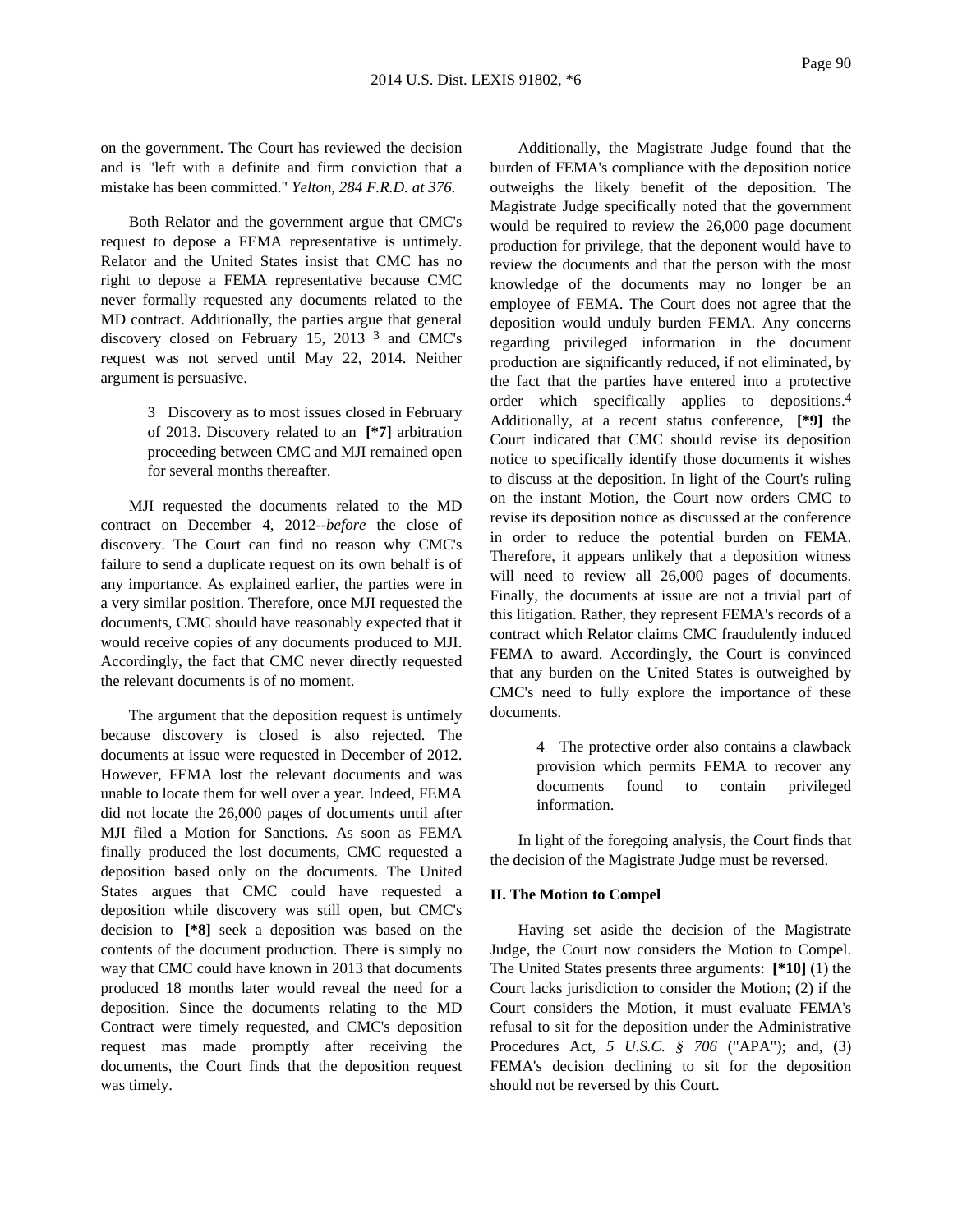on the government. The Court has reviewed the decision and is "left with a definite and firm conviction that a mistake has been committed." *Yelton, 284 F.R.D. at 376.*

Both Relator and the government argue that CMC's request to depose a FEMA representative is untimely. Relator and the United States insist that CMC has no right to depose a FEMA representative because CMC never formally requested any documents related to the MD contract. Additionally, the parties argue that general discovery closed on February 15, 2013 [3] and CMC's request was not served until May 22, 2014. Neither argument is persuasive.

> 3 Discovery as to most issues closed in February of 2013. Discovery related to an **[*7]** arbitration proceeding between CMC and MJI remained open for several months thereafter.

MJI requested the documents related to the MD contract on December 4, 2012--*before* the close of discovery. The Court can find no reason why CMC's failure to send a duplicate request on its own behalf is of any importance. As explained earlier, the parties were in a very similar position. Therefore, once MJI requested the documents, CMC should have reasonably expected that it would receive copies of any documents produced to MJI. Accordingly, the fact that CMC never directly requested the relevant documents is of no moment.

The argument that the deposition request is untimely because discovery is closed is also rejected. The documents at issue were requested in December of 2012. However, FEMA lost the relevant documents and was unable to locate them for well over a year. Indeed, FEMA did not locate the 26,000 pages of documents until after MJI filed a Motion for Sanctions. As soon as FEMA finally produced the lost documents, CMC requested a deposition based only on the documents. The United States argues that CMC could have requested a deposition while discovery was still open, but CMC's decision to **[*8]** seek a deposition was based on the contents of the document production. There is simply no way that CMC could have known in 2013 that documents produced 18 months later would reveal the need for a deposition. Since the documents relating to the MD Contract were timely requested, and CMC's deposition request mas made promptly after receiving the documents, the Court finds that the deposition request was timely.

Additionally, the Magistrate Judge found that the burden of FEMA's compliance with the deposition notice outweighs the likely benefit of the deposition. The Magistrate Judge specifically noted that the government would be required to review the 26,000 page document production for privilege, that the deponent would have to review the documents and that the person with the most knowledge of the documents may no longer be an employee of FEMA. The Court does not agree that the deposition would unduly burden FEMA. Any concerns regarding privileged information in the document production are significantly reduced, if not eliminated, by the fact that the parties have entered into a protective order which specifically applies to depositions.[4] Additionally, at a recent status conference, **[*9]** the Court indicated that CMC should revise its deposition notice to specifically identify those documents it wishes to discuss at the deposition. In light of the Court's ruling on the instant Motion, the Court now orders CMC to revise its deposition notice as discussed at the conference in order to reduce the potential burden on FEMA. Therefore, it appears unlikely that a deposition witness will need to review all 26,000 pages of documents. Finally, the documents at issue are not a trivial part of this litigation. Rather, they represent FEMA's records of a contract which Relator claims CMC fraudulently induced FEMA to award. Accordingly, the Court is convinced that any burden on the United States is outweighed by CMC's need to fully explore the importance of these documents.

> 4 The protective order also contains a clawback provision which permits FEMA to recover any documents found to contain privileged information.

In light of the foregoing analysis, the Court finds that the decision of the Magistrate Judge must be reversed.

**II. The Motion to Compel**

Having set aside the decision of the Magistrate Judge, the Court now considers the Motion to Compel. The United States presents three arguments: **[*10]** (1) the Court lacks jurisdiction to consider the Motion; (2) if the Court considers the Motion, it must evaluate FEMA's refusal to sit for the deposition under the Administrative Procedures Act, *5 U.S.C. § 706* ("APA"); and, (3) FEMA's decision declining to sit for the deposition should not be reversed by this Court.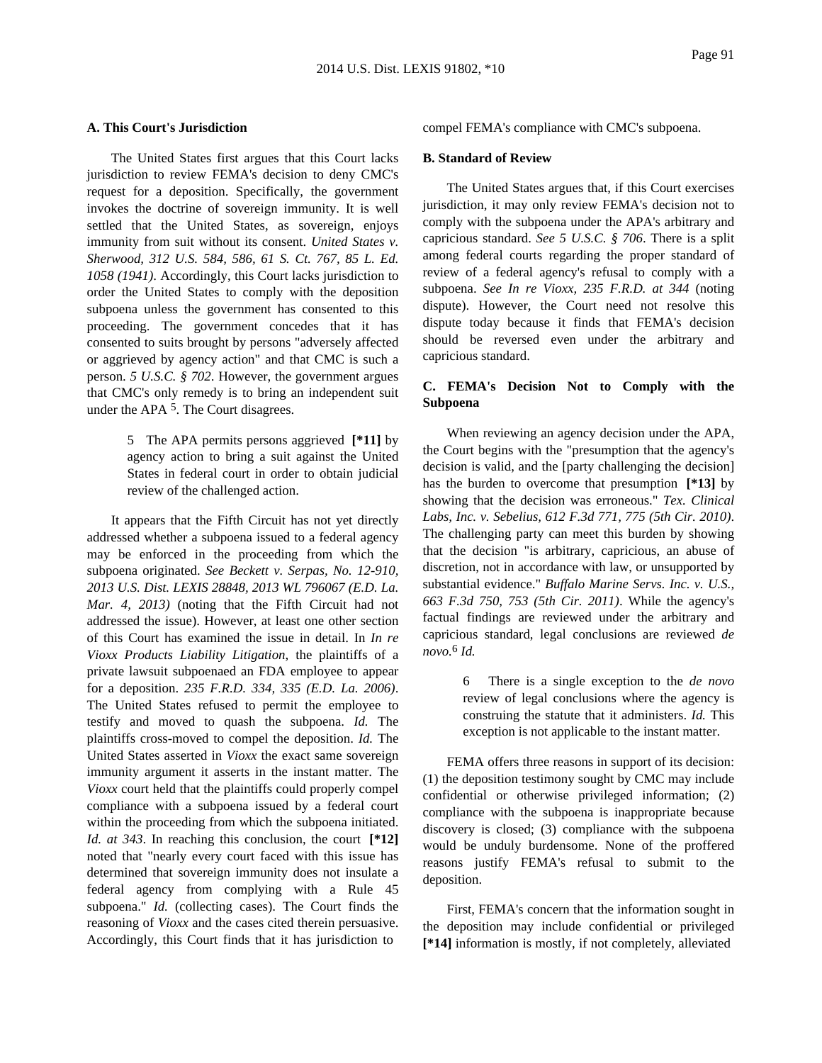### A. This Court's Jurisdiction

The United States first argues that this Court lacks jurisdiction to review FEMA's decision to deny CMC's request for a deposition. Specifically, the government invokes the doctrine of sovereign immunity. It is well settled that the United States, as sovereign, enjoys immunity from suit without its consent. *United States v. Sherwood, 312 U.S. 584, 586, 61 S. Ct. 767, 85 L. Ed. 1058 (1941)*. Accordingly, this Court lacks jurisdiction to order the United States to comply with the deposition subpoena unless the government has consented to this proceeding. The government concedes that it has consented to suits brought by persons "adversely affected or aggrieved by agency action" and that CMC is such a person. *5 U.S.C. § 702*. However, the government argues that CMC's only remedy is to bring an independent suit under the APA [5]. The Court disagrees.

> 5 The APA permits persons aggrieved **[*11]** by agency action to bring a suit against the United States in federal court in order to obtain judicial review of the challenged action.

It appears that the Fifth Circuit has not yet directly addressed whether a subpoena issued to a federal agency may be enforced in the proceeding from which the subpoena originated. *See Beckett v. Serpas, No. 12-910, 2013 U.S. Dist. LEXIS 28848, 2013 WL 796067 (E.D. La. Mar. 4, 2013)* (noting that the Fifth Circuit had not addressed the issue). However, at least one other section of this Court has examined the issue in detail. In *In re Vioxx Products Liability Litigation*, the plaintiffs of a private lawsuit subpoenaed an FDA employee to appear for a deposition. *235 F.R.D. 334, 335 (E.D. La. 2006)*. The United States refused to permit the employee to testify and moved to quash the subpoena. *Id.* The plaintiffs cross-moved to compel the deposition. *Id.* The United States asserted in *Vioxx* the exact same sovereign immunity argument it asserts in the instant matter. The *Vioxx* court held that the plaintiffs could properly compel compliance with a subpoena issued by a federal court within the proceeding from which the subpoena initiated. *Id. at 343*. In reaching this conclusion, the court **[*12]** noted that "nearly every court faced with this issue has determined that sovereign immunity does not insulate a federal agency from complying with a Rule 45 subpoena." *Id.* (collecting cases). The Court finds the reasoning of *Vioxx* and the cases cited therein persuasive. Accordingly, this Court finds that it has jurisdiction to compel FEMA's compliance with CMC's subpoena.

### B. Standard of Review

The United States argues that, if this Court exercises jurisdiction, it may only review FEMA's decision not to comply with the subpoena under the APA's arbitrary and capricious standard. *See 5 U.S.C. § 706*. There is a split among federal courts regarding the proper standard of review of a federal agency's refusal to comply with a subpoena. *See In re Vioxx, 235 F.R.D. at 344* (noting dispute). However, the Court need not resolve this dispute today because it finds that FEMA's decision should be reversed even under the arbitrary and capricious standard.

### C. FEMA's Decision Not to Comply with the Subpoena

When reviewing an agency decision under the APA, the Court begins with the "presumption that the agency's decision is valid, and the [party challenging the decision] has the burden to overcome that presumption **[*13]** by showing that the decision was erroneous." *Tex. Clinical Labs, Inc. v. Sebelius, 612 F.3d 771, 775 (5th Cir. 2010)*. The challenging party can meet this burden by showing that the decision "is arbitrary, capricious, an abuse of discretion, not in accordance with law, or unsupported by substantial evidence." *Buffalo Marine Servs. Inc. v. U.S., 663 F.3d 750, 753 (5th Cir. 2011)*. While the agency's factual findings are reviewed under the arbitrary and capricious standard, legal conclusions are reviewed *de novo*.[6] *Id.*

> 6 There is a single exception to the *de novo* review of legal conclusions where the agency is construing the statute that it administers. *Id.* This exception is not applicable to the instant matter.

FEMA offers three reasons in support of its decision: (1) the deposition testimony sought by CMC may include confidential or otherwise privileged information; (2) compliance with the subpoena is inappropriate because discovery is closed; (3) compliance with the subpoena would be unduly burdensome. None of the proffered reasons justify FEMA's refusal to submit to the deposition.

First, FEMA's concern that the information sought in the deposition may include confidential or privileged **[*14]** information is mostly, if not completely, alleviated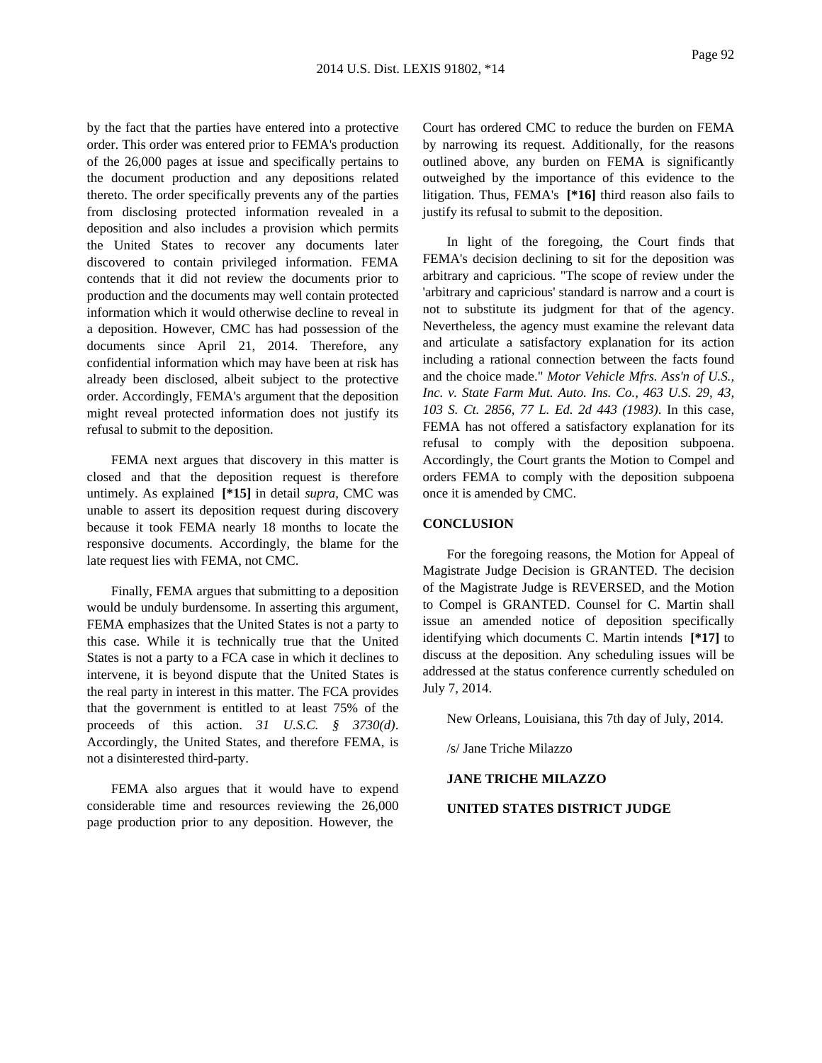by the fact that the parties have entered into a protective order. This order was entered prior to FEMA's production of the 26,000 pages at issue and specifically pertains to the document production and any depositions related thereto. The order specifically prevents any of the parties from disclosing protected information revealed in a deposition and also includes a provision which permits the United States to recover any documents later discovered to contain privileged information. FEMA contends that it did not review the documents prior to production and the documents may well contain protected information which it would otherwise decline to reveal in a deposition. However, CMC has had possession of the documents since April 21, 2014. Therefore, any confidential information which may have been at risk has already been disclosed, albeit subject to the protective order. Accordingly, FEMA's argument that the deposition might reveal protected information does not justify its refusal to submit to the deposition.

FEMA next argues that discovery in this matter is closed and that the deposition request is therefore untimely. As explained **[*15]** in detail *supra*, CMC was unable to assert its deposition request during discovery because it took FEMA nearly 18 months to locate the responsive documents. Accordingly, the blame for the late request lies with FEMA, not CMC.

Finally, FEMA argues that submitting to a deposition would be unduly burdensome. In asserting this argument, FEMA emphasizes that the United States is not a party to this case. While it is technically true that the United States is not a party to a FCA case in which it declines to intervene, it is beyond dispute that the United States is the real party in interest in this matter. The FCA provides that the government is entitled to at least 75% of the proceeds of this action. *31 U.S.C. § 3730(d)*. Accordingly, the United States, and therefore FEMA, is not a disinterested third-party.

FEMA also argues that it would have to expend considerable time and resources reviewing the 26,000 page production prior to any deposition. However, the Court has ordered CMC to reduce the burden on FEMA by narrowing its request. Additionally, for the reasons outlined above, any burden on FEMA is significantly outweighed by the importance of this evidence to the litigation. Thus, FEMA's **[*16]** third reason also fails to justify its refusal to submit to the deposition.

In light of the foregoing, the Court finds that FEMA's decision declining to sit for the deposition was arbitrary and capricious. "The scope of review under the 'arbitrary and capricious' standard is narrow and a court is not to substitute its judgment for that of the agency. Nevertheless, the agency must examine the relevant data and articulate a satisfactory explanation for its action including a rational connection between the facts found and the choice made." *Motor Vehicle Mfrs. Ass'n of U.S., Inc. v. State Farm Mut. Auto. Ins. Co., 463 U.S. 29, 43, 103 S. Ct. 2856, 77 L. Ed. 2d 443 (1983)*. In this case, FEMA has not offered a satisfactory explanation for its refusal to comply with the deposition subpoena. Accordingly, the Court grants the Motion to Compel and orders FEMA to comply with the deposition subpoena once it is amended by CMC.

**CONCLUSION**

For the foregoing reasons, the Motion for Appeal of Magistrate Judge Decision is GRANTED. The decision of the Magistrate Judge is REVERSED, and the Motion to Compel is GRANTED. Counsel for C. Martin shall issue an amended notice of deposition specifically identifying which documents C. Martin intends **[*17]** to discuss at the deposition. Any scheduling issues will be addressed at the status conference currently scheduled on July 7, 2014.

New Orleans, Louisiana, this 7th day of July, 2014.

/s/ Jane Triche Milazzo

**JANE TRICHE MILAZZO**

**UNITED STATES DISTRICT JUDGE**